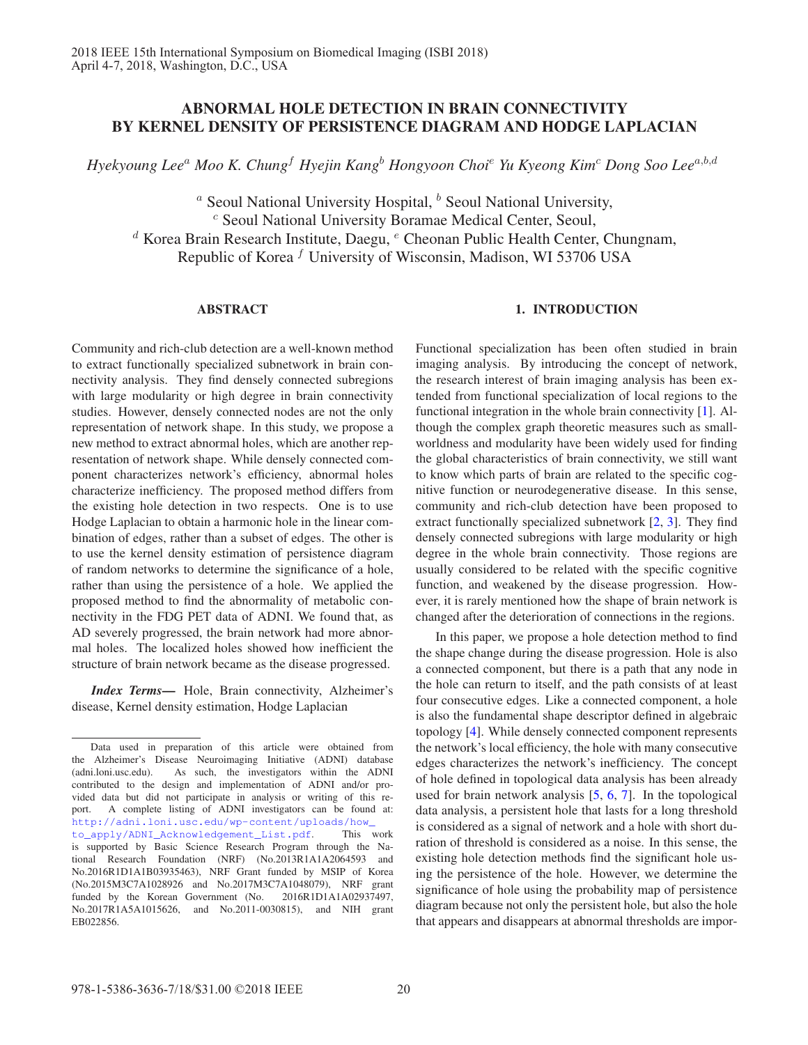# ABNORMAL HOLE DETECTION IN BRAIN CONNECTIVITY BY KERNEL DENSITY OF PERSISTENCE DIAGRAM AND HODGE LAPLACIAN

*Hyekyoung Lee[a] Moo K. Chung[f] Hyejin Kang[b] Hongyoon Choi[e] Yu Kyeong Kim[c] Dong Soo Lee[a,b,d]*

[a] Seoul National University Hospital, [b] Seoul National University,
[c] Seoul National University Boramae Medical Center, Seoul,
[d] Korea Brain Research Institute, Daegu, [e] Cheonan Public Health Center, Chungnam,
Republic of Korea [f] University of Wisconsin, Madison, WI 53706 USA

## ABSTRACT

Community and rich-club detection are a well-known method to extract functionally specialized subnetwork in brain connectivity analysis. They find densely connected subregions with large modularity or high degree in brain connectivity studies. However, densely connected nodes are not the only representation of network shape. In this study, we propose a new method to extract abnormal holes, which are another representation of network shape. While densely connected component characterizes network's efficiency, abnormal holes characterize inefficiency. The proposed method differs from the existing hole detection in two respects. One is to use Hodge Laplacian to obtain a harmonic hole in the linear combination of edges, rather than a subset of edges. The other is to use the kernel density estimation of persistence diagram of random networks to determine the significance of a hole, rather than using the persistence of a hole. We applied the proposed method to find the abnormality of metabolic connectivity in the FDG PET data of ADNI. We found that, as AD severely progressed, the brain network had more abnormal holes. The localized holes showed how inefficient the structure of brain network became as the disease progressed.

***Index Terms***— Hole, Brain connectivity, Alzheimer's disease, Kernel density estimation, Hodge Laplacian

Data used in preparation of this article were obtained from the Alzheimer's Disease Neuroimaging Initiative (ADNI) database (adni.loni.usc.edu). As such, the investigators within the ADNI contributed to the design and implementation of ADNI and/or provided data but did not participate in analysis or writing of this report. A complete listing of ADNI investigators can be found at: http://adni.loni.usc.edu/wp-content/uploads/how_to_apply/ADNI_Acknowledgement_List.pdf. This work is supported by Basic Science Research Program through the National Research Foundation (NRF) (No.2013R1A1A2064593 and No.2016R1D1A1B03935463), NRF Grant funded by MSIP of Korea (No.2015M3C7A1028926 and No.2017M3C7A1048079), NRF grant funded by the Korean Government (No. 2016R1D1A1A02937497, No.2017R1A5A1015626, and No.2011-0030815), and NIH grant EB022856.

## 1. INTRODUCTION

Functional specialization has been often studied in brain imaging analysis. By introducing the concept of network, the research interest of brain imaging analysis has been extended from functional specialization of local regions to the functional integration in the whole brain connectivity [1]. Although the complex graph theoretic measures such as small-worldness and modularity have been widely used for finding the global characteristics of brain connectivity, we still want to know which parts of brain are related to the specific cognitive function or neurodegenerative disease. In this sense, community and rich-club detection have been proposed to extract functionally specialized subnetwork [2, 3]. They find densely connected subregions with large modularity or high degree in the whole brain connectivity. Those regions are usually considered to be related with the specific cognitive function, and weakened by the disease progression. However, it is rarely mentioned how the shape of brain network is changed after the deterioration of connections in the regions.

In this paper, we propose a hole detection method to find the shape change during the disease progression. Hole is also a connected component, but there is a path that any node in the hole can return to itself, and the path consists of at least four consecutive edges. Like a connected component, a hole is also the fundamental shape descriptor defined in algebraic topology [4]. While densely connected component represents the network's local efficiency, the hole with many consecutive edges characterizes the network's inefficiency. The concept of hole defined in topological data analysis has been already used for brain network analysis [5, 6, 7]. In the topological data analysis, a persistent hole that lasts for a long threshold is considered as a signal of network and a hole with short duration of threshold is considered as a noise. In this sense, the existing hole detection methods find the significant hole using the persistence of the hole. However, we determine the significance of hole using the probability map of persistence diagram because not only the persistent hole, but also the hole that appears and disappears at abnormal thresholds are impor-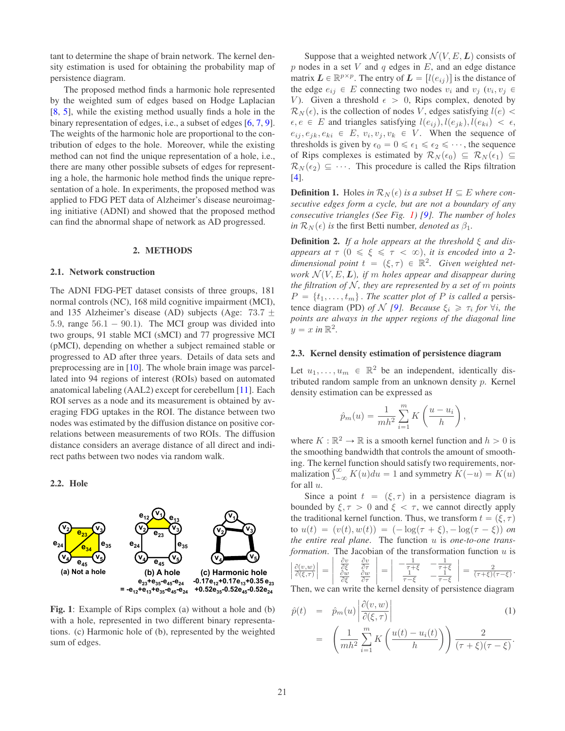tant to determine the shape of brain network. The kernel density estimation is used for obtaining the probability map of persistence diagram.

The proposed method finds a harmonic hole represented by the weighted sum of edges based on Hodge Laplacian [8, 5], while the existing method usually finds a hole in the binary representation of edges, i.e., a subset of edges [6, 7, 9]. The weights of the harmonic hole are proportional to the contribution of edges to the hole. Moreover, while the existing method can not find the unique representation of a hole, i.e., there are many other possible subsets of edges for representing a hole, the harmonic hole method finds the unique representation of a hole. In experiments, the proposed method was applied to FDG PET data of Alzheimer's disease neuroimaging initiative (ADNI) and showed that the proposed method can find the abnormal shape of network as AD progressed.

## 2. METHODS

### 2.1. Network construction

The ADNI FDG-PET dataset consists of three groups, 181 normal controls (NC), 168 mild cognitive impairment (MCI), and 135 Alzheimer's disease (AD) subjects (Age: $73.7 \pm 5.9$, range $56.1 - 90.1$). The MCI group was divided into two groups, 91 stable MCI (sMCI) and 77 progressive MCI (pMCI), depending on whether a subject remained stable or progressed to AD after three years. Details of data sets and preprocessing are in [10]. The whole brain image was parcellated into 94 regions of interest (ROIs) based on automated anatomical labeling (AAL2) except for cerebellum [11]. Each ROI serves as a node and its measurement is obtained by averaging FDG uptakes in the ROI. The distance between two nodes was estimated by the diffusion distance on positive correlations between measurements of two ROIs. The diffusion distance considers an average distance of all direct and indirect paths between two nodes via random walk.

### 2.2. Hole

(a) Not a hole

(b) A hole
$e_{23}+e_{35}-e_{45}-e_{24}$
$= -e_{12}+e_{13}+e_{35}-e_{45}-e_{24}$

(c) Harmonic hole
$-0.17e_{12}+0.17e_{13}+0.35e_{23}$
$+0.52e_{35}-0.52e_{45}-0.52e_{24}$

**Fig. 1**: Example of Rips complex (a) without a hole and (b) with a hole, represented in two different binary representations. (c) Harmonic hole of (b), represented by the weighted sum of edges.

Suppose that a weighted network $\mathcal{N}(V, E, \boldsymbol{L})$ consists of $p$ nodes in a set $V$ and $q$ edges in $E$, and an edge distance matrix $\boldsymbol{L} \in \mathbb{R}^{p\times p}$. The entry of $\boldsymbol{L} = [l(e_{ij})]$ is the distance of the edge $e_{ij} \in E$ connecting two nodes $v_i$ and $v_j$ ($v_i, v_j \in V$). Given a threshold $\epsilon > 0$, Rips complex, denoted by $\mathcal{R}_N(\epsilon)$, is the collection of nodes $V$, edges satisfying $l(e) < \epsilon, e \in E$ and triangles satisfying $l(e_{ij}), l(e_{jk}), l(e_{ki}) < \epsilon$, $e_{ij}, e_{jk}, e_{ki} \in E$, $v_i, v_j, v_k \in V$. When the sequence of thresholds is given by $\epsilon_0 = 0 \leqslant \epsilon_1 \leqslant \epsilon_2 \leqslant \cdots$, the sequence of Rips complexes is estimated by $\mathcal{R}_N(\epsilon_0) \subseteq \mathcal{R}_N(\epsilon_1) \subseteq \mathcal{R}_N(\epsilon_2) \subseteq \cdots$. This procedure is called the Rips filtration [4].

**Definition 1.** Holes *in $\mathcal{R}_N(\epsilon)$ is a subset $H \subseteq E$ where consecutive edges form a cycle, but are not a boundary of any consecutive triangles (See Fig. 1) [9]. The number of holes in $\mathcal{R}_N(\epsilon)$ is* the first Betti number, *denoted as $\beta_1$.*

**Definition 2.** *If a hole appears at the threshold $\xi$ and disappears at $\tau$ ($0 \leqslant \xi \leqslant \tau < \infty$), it is encoded into a 2-dimensional point $t = (\xi, \tau) \in \mathbb{R}^2$. Given weighted network $\mathcal{N}(V, E, \boldsymbol{L})$, if $m$ holes appear and disappear during the filtration of $\mathcal{N}$, they are represented by a set of $m$ points $P = \{t_1, \ldots, t_m\}$. The scatter plot of $P$ is called a* persistence diagram (PD) *of $\mathcal{N}$ [9]. Because $\xi_i \geqslant \tau_i$ for $\forall i$, the points are always in the upper regions of the diagonal line $y = x$ in $\mathbb{R}^2$.*

### 2.3. Kernel density estimation of persistence diagram

Let $u_1, \ldots, u_m \in \mathbb{R}^2$ be an independent, identically distributed random sample from an unknown density $p$. Kernel density estimation can be expressed as

$$\hat{p}_m(u) = \frac{1}{mh^2}\sum_{i=1}^{m} K\left(\frac{u - u_i}{h}\right),$$

where $K : \mathbb{R}^2 \to \mathbb{R}$ is a smooth kernel function and $h > 0$ is the smoothing bandwidth that controls the amount of smoothing. The kernel function should satisfy two requirements, normalization $\int_{-\infty}^{\infty} K(u)du = 1$ and symmetry $K(-u) = K(u)$ for all $u$.

Since a point $t = (\xi, \tau)$ in a persistence diagram is bounded by $\xi, \tau > 0$ and $\xi < \tau$, we cannot directly apply the traditional kernel function. Thus, we transform $t = (\xi, \tau)$ to $u(t) = (v(t), w(t)) = (-\log(\tau + \xi), -\log(\tau - \xi))$ *on the entire real plane*. The function $u$ is *one-to-one transformation*. The Jacobian of the transformation function $u$ is $\left|\frac{\partial(v,w)}{\partial(\xi,\tau)}\right| = \begin{vmatrix} \frac{\partial v}{\partial \xi} & \frac{\partial v}{\partial \tau} \\ \frac{\partial w}{\partial \xi} & \frac{\partial w}{\partial \tau} \end{vmatrix} = \begin{vmatrix} -\frac{1}{\tau+\xi} & -\frac{1}{\tau+\xi} \\ \frac{1}{\tau-\xi} & -\frac{1}{\tau-\xi} \end{vmatrix} = \frac{2}{(\tau+\xi)(\tau-\xi)}$.
Then, we can write the kernel density of persistence diagram

$$\begin{aligned} \hat{p}(t) &= \hat{p}_m(u)\left|\frac{\partial(v,w)}{\partial(\xi,\tau)}\right| \qquad (1) \\ &= \left(\frac{1}{mh^2}\sum_{i=1}^{m} K\left(\frac{u(t) - u_i(t)}{h}\right)\right)\frac{2}{(\tau+\xi)(\tau-\xi)}. \end{aligned}$$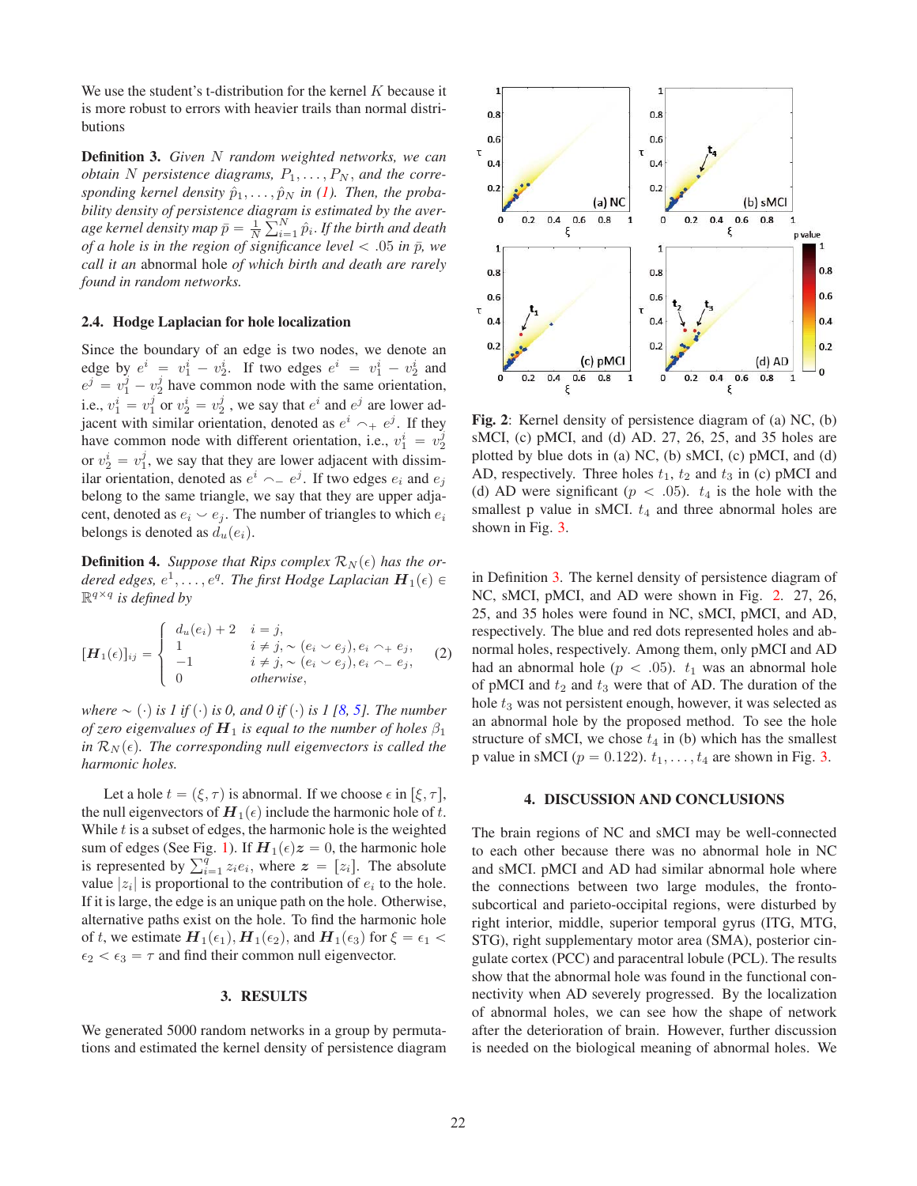We use the student's t-distribution for the kernel $K$ because it is more robust to errors with heavier trails than normal distributions

**Definition 3.** *Given $N$ random weighted networks, we can obtain $N$ persistence diagrams, $P_1, \ldots, P_N$, and the corresponding kernel density $\hat{p}_1, \ldots, \hat{p}_N$ in (1). Then, the probability density of persistence diagram is estimated by the average kernel density map $\bar{p} = \frac{1}{N}\sum_{i=1}^{N} \hat{p}_i$. If the birth and death of a hole is in the region of significance level $< .05$ in $\bar{p}$, we call it an* abnormal hole *of which birth and death are rarely found in random networks.*

### 2.4. Hodge Laplacian for hole localization

Since the boundary of an edge is two nodes, we denote an edge by $e^i = v_1^i - v_2^i$. If two edges $e^i = v_1^i - v_2^i$ and $e^j = v_1^j - v_2^j$ have common node with the same orientation, i.e., $v_1^i = v_1^j$ or $v_2^i = v_2^j$ , we say that $e^i$ and $e^j$ are lower adjacent with similar orientation, denoted as $e^i \frown_+ e^j$. If they have common node with different orientation, i.e., $v_1^i = v_2^j$ or $v_2^i = v_1^j$, we say that they are lower adjacent with dissimilar orientation, denoted as $e^i \frown_- e^j$. If two edges $e_i$ and $e_j$ belong to the same triangle, we say that they are upper adjacent, denoted as $e_i \smile e_j$. The number of triangles to which $e_i$ belongs is denoted as $d_u(e_i)$.

**Definition 4.** *Suppose that Rips complex $\mathcal{R}_N(\epsilon)$ has the ordered edges, $e^1, \ldots, e^q$. The first Hodge Laplacian $\boldsymbol{H}_1(\epsilon) \in \mathbb{R}^{q\times q}$ is defined by*

$$
[\boldsymbol{H}_1(\epsilon)]_{ij} = \begin{cases} d_u(e_i) + 2 & i = j, \\ 1 & i \neq j, \sim(e_i \smile e_j), e_i \frown_+ e_j, \\ -1 & i \neq j, \sim(e_i \smile e_j), e_i \frown_- e_j, \\ 0 & \textit{otherwise}, \end{cases} \quad (2)
$$

*where $\sim(\cdot)$ is 1 if $(\cdot)$ is 0, and 0 if $(\cdot)$ is 1 [8, 5]. The number of zero eigenvalues of $\boldsymbol{H}_1$ is equal to the number of holes $\beta_1$ in $\mathcal{R}_N(\epsilon)$. The corresponding null eigenvectors is called the harmonic holes.*

Let a hole $t = (\xi, \tau)$ is abnormal. If we choose $\epsilon$ in $[\xi, \tau]$, the null eigenvectors of $\boldsymbol{H}_1(\epsilon)$ include the harmonic hole of $t$. While $t$ is a subset of edges, the harmonic hole is the weighted sum of edges (See Fig. 1). If $\boldsymbol{H}_1(\epsilon)\boldsymbol{z} = 0$, the harmonic hole is represented by $\sum_{i=1}^{q} z_i e_i$, where $\boldsymbol{z} = [z_i]$. The absolute value $|z_i|$ is proportional to the contribution of $e_i$ to the hole. If it is large, the edge is an unique path on the hole. Otherwise, alternative paths exist on the hole. To find the harmonic hole of $t$, we estimate $\boldsymbol{H}_1(\epsilon_1)$, $\boldsymbol{H}_1(\epsilon_2)$, and $\boldsymbol{H}_1(\epsilon_3)$ for $\xi = \epsilon_1 < \epsilon_2 < \epsilon_3 = \tau$ and find their common null eigenvector.

## 3. RESULTS

We generated 5000 random networks in a group by permutations and estimated the kernel density of persistence diagram in Definition 3. The kernel density of persistence diagram of NC, sMCI, pMCI, and AD were shown in Fig. 2. 27, 26, 25, and 35 holes were found in NC, sMCI, pMCI, and AD, respectively. The blue and red dots represented holes and abnormal holes, respectively. Among them, only pMCI and AD had an abnormal hole ($p < .05$). $t_1$ was an abnormal hole of pMCI and $t_2$ and $t_3$ were that of AD. The duration of the hole $t_3$ was not persistent enough, however, it was selected as an abnormal hole by the proposed method. To see the hole structure of sMCI, we chose $t_4$ in (b) which has the smallest p value in sMCI ($p = 0.122$). $t_1, \ldots, t_4$ are shown in Fig. 3.

**Fig. 2**: Kernel density of persistence diagram of (a) NC, (b) sMCI, (c) pMCI, and (d) AD. 27, 26, 25, and 35 holes are plotted by blue dots in (a) NC, (b) sMCI, (c) pMCI, and (d) AD, respectively. Three holes $t_1$, $t_2$ and $t_3$ in (c) pMCI and (d) AD were significant ($p < .05$). $t_4$ is the hole with the smallest p value in sMCI. $t_4$ and three abnormal holes are shown in Fig. 3.

## 4. DISCUSSION AND CONCLUSIONS

The brain regions of NC and sMCI may be well-connected to each other because there was no abnormal hole in NC and sMCI. pMCI and AD had similar abnormal hole where the connections between two large modules, the fronto-subcortical and parieto-occipital regions, were disturbed by right interior, middle, superior temporal gyrus (ITG, MTG, STG), right supplementary motor area (SMA), posterior cingulate cortex (PCC) and paracentral lobule (PCL). The results show that the abnormal hole was found in the functional connectivity when AD severely progressed. By the localization of abnormal holes, we can see how the shape of network after the deterioration of brain. However, further discussion is needed on the biological meaning of abnormal holes. We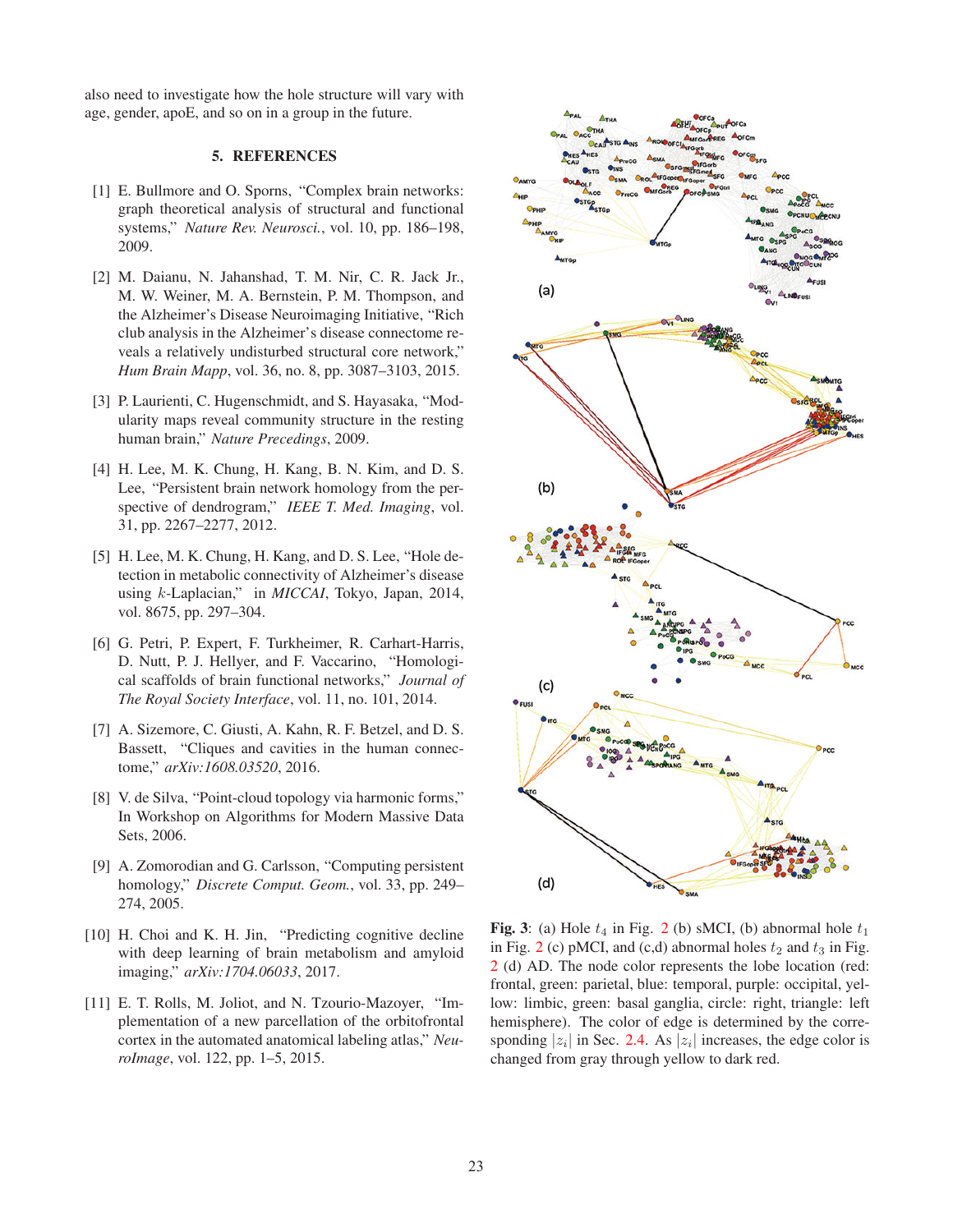also need to investigate how the hole structure will vary with age, gender, apoE, and so on in a group in the future.

## 5. REFERENCES

[1] E. Bullmore and O. Sporns, "Complex brain networks: graph theoretical analysis of structural and functional systems," *Nature Rev. Neurosci.*, vol. 10, pp. 186–198, 2009.

[2] M. Daianu, N. Jahanshad, T. M. Nir, C. R. Jack Jr., M. W. Weiner, M. A. Bernstein, P. M. Thompson, and the Alzheimer's Disease Neuroimaging Initiative, "Rich club analysis in the Alzheimer's disease connectome reveals a relatively undisturbed structural core network," *Hum Brain Mapp*, vol. 36, no. 8, pp. 3087–3103, 2015.

[3] P. Laurienti, C. Hugenschmidt, and S. Hayasaka, "Modularity maps reveal community structure in the resting human brain," *Nature Precedings*, 2009.

[4] H. Lee, M. K. Chung, H. Kang, B. N. Kim, and D. S. Lee, "Persistent brain network homology from the perspective of dendrogram," *IEEE T. Med. Imaging*, vol. 31, pp. 2267–2277, 2012.

[5] H. Lee, M. K. Chung, H. Kang, and D. S. Lee, "Hole detection in metabolic connectivity of Alzheimer's disease using $k$-Laplacian," in *MICCAI*, Tokyo, Japan, 2014, vol. 8675, pp. 297–304.

[6] G. Petri, P. Expert, F. Turkheimer, R. Carhart-Harris, D. Nutt, P. J. Hellyer, and F. Vaccarino, "Homological scaffolds of brain functional networks," *Journal of The Royal Society Interface*, vol. 11, no. 101, 2014.

[7] A. Sizemore, C. Giusti, A. Kahn, R. F. Betzel, and D. S. Bassett, "Cliques and cavities in the human connectome," *arXiv:1608.03520*, 2016.

[8] V. de Silva, "Point-cloud topology via harmonic forms," In Workshop on Algorithms for Modern Massive Data Sets, 2006.

[9] A. Zomorodian and G. Carlsson, "Computing persistent homology," *Discrete Comput. Geom.*, vol. 33, pp. 249–274, 2005.

[10] H. Choi and K. H. Jin, "Predicting cognitive decline with deep learning of brain metabolism and amyloid imaging," *arXiv:1704.06033*, 2017.

[11] E. T. Rolls, M. Joliot, and N. Tzourio-Mazoyer, "Implementation of a new parcellation of the orbitofrontal cortex in the automated anatomical labeling atlas," *NeuroImage*, vol. 122, pp. 1–5, 2015.

(a)

(b)

(c)

(d)

**Fig. 3**: (a) Hole $t_4$ in Fig. 2 (b) sMCI, (b) abnormal hole $t_1$ in Fig. 2 (c) pMCI, and (c,d) abnormal holes $t_2$ and $t_3$ in Fig. 2 (d) AD. The node color represents the lobe location (red: frontal, green: parietal, blue: temporal, purple: occipital, yellow: limbic, green: basal ganglia, circle: right, triangle: left hemisphere). The color of edge is determined by the corresponding $|z_i|$ in Sec. 2.4. As $|z_i|$ increases, the edge color is changed from gray through yellow to dark red.